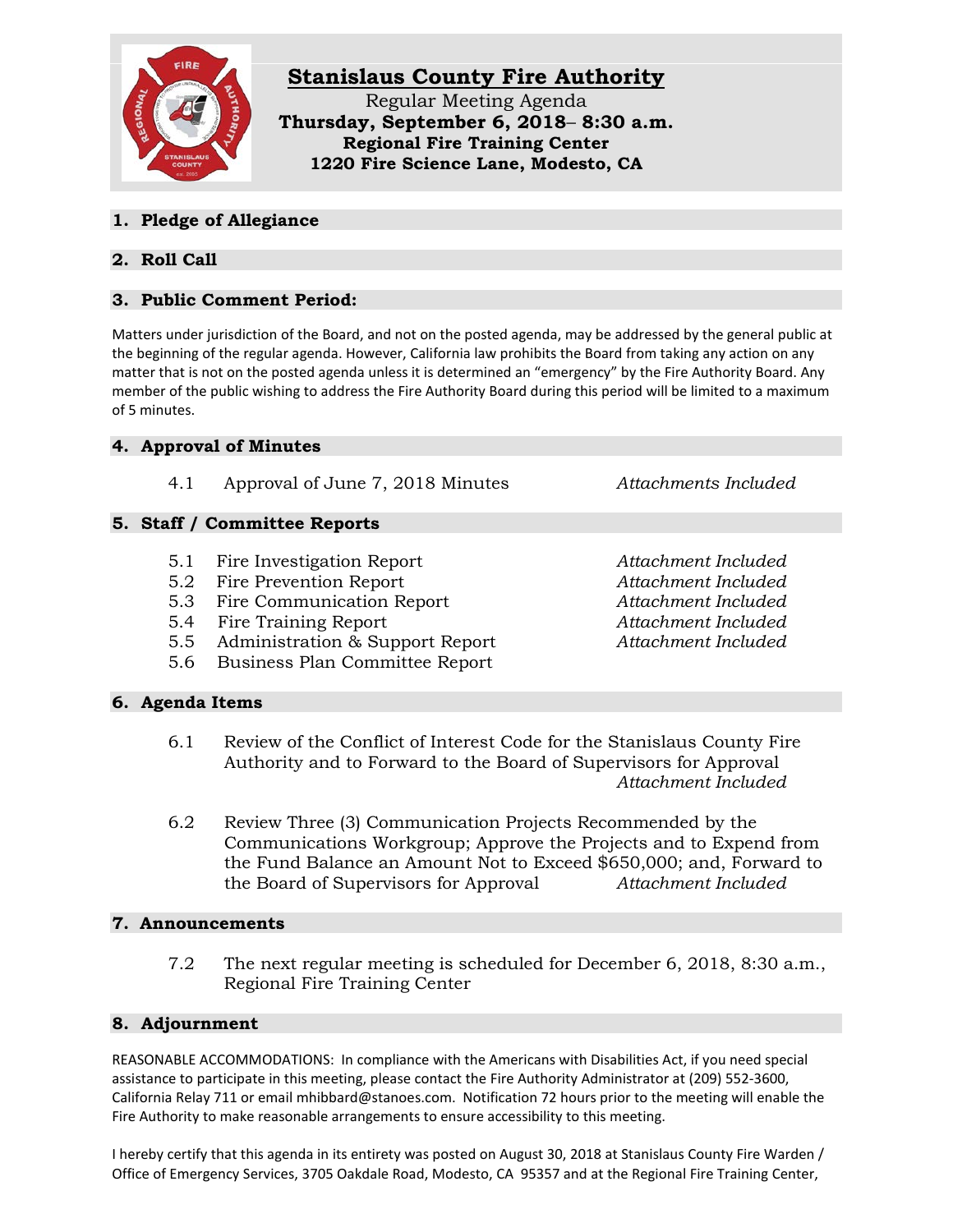# Stanislaus County Fire Authority

Regular Meeting Agenda
**Thursday, September 6, 2018– 8:30 a.m.**
**Regional Fire Training Center**
**1220 Fire Science Lane, Modesto, CA**

## 1. Pledge of Allegiance

## 2. Roll Call

## 3. Public Comment Period:

Matters under jurisdiction of the Board, and not on the posted agenda, may be addressed by the general public at the beginning of the regular agenda. However, California law prohibits the Board from taking any action on any matter that is not on the posted agenda unless it is determined an "emergency" by the Fire Authority Board. Any member of the public wishing to address the Fire Authority Board during this period will be limited to a maximum of 5 minutes.

## 4. Approval of Minutes

4.1 Approval of June 7, 2018 Minutes — *Attachments Included*

## 5. Staff / Committee Reports

5.1 Fire Investigation Report — *Attachment Included*
5.2 Fire Prevention Report — *Attachment Included*
5.3 Fire Communication Report — *Attachment Included*
5.4 Fire Training Report — *Attachment Included*
5.5 Administration & Support Report — *Attachment Included*
5.6 Business Plan Committee Report

## 6. Agenda Items

6.1 Review of the Conflict of Interest Code for the Stanislaus County Fire Authority and to Forward to the Board of Supervisors for Approval — *Attachment Included*

6.2 Review Three (3) Communication Projects Recommended by the Communications Workgroup; Approve the Projects and to Expend from the Fund Balance an Amount Not to Exceed $650,000; and, Forward to the Board of Supervisors for Approval — *Attachment Included*

## 7. Announcements

7.2 The next regular meeting is scheduled for December 6, 2018, 8:30 a.m., Regional Fire Training Center

## 8. Adjournment

REASONABLE ACCOMMODATIONS: In compliance with the Americans with Disabilities Act, if you need special assistance to participate in this meeting, please contact the Fire Authority Administrator at (209) 552-3600, California Relay 711 or email mhibbard@stanoes.com. Notification 72 hours prior to the meeting will enable the Fire Authority to make reasonable arrangements to ensure accessibility to this meeting.

I hereby certify that this agenda in its entirety was posted on August 30, 2018 at Stanislaus County Fire Warden / Office of Emergency Services, 3705 Oakdale Road, Modesto, CA 95357 and at the Regional Fire Training Center,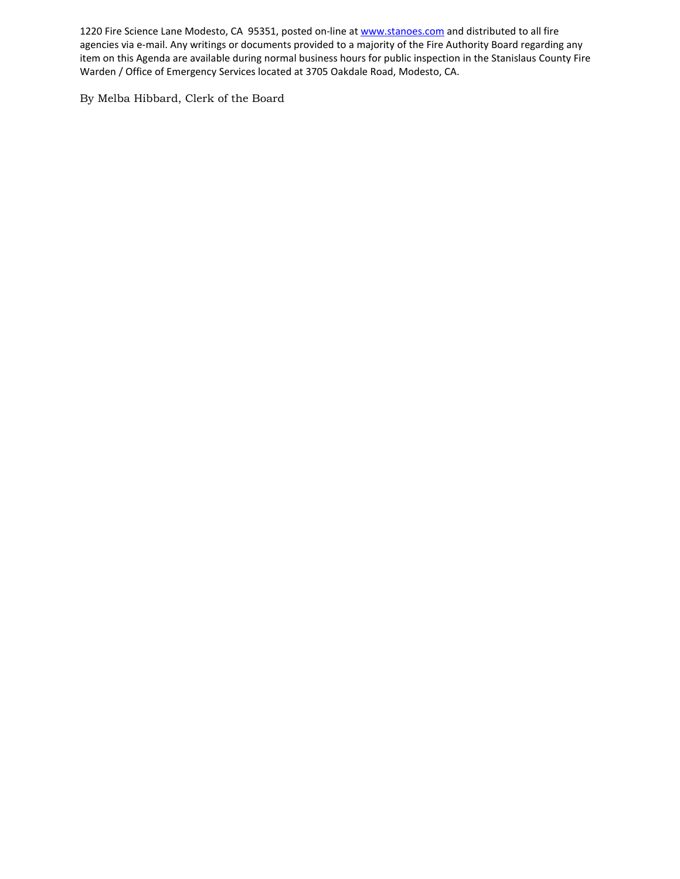1220 Fire Science Lane Modesto, CA 95351, posted on-line at [www.stanoes.com](http://www.stanoes.com) and distributed to all fire agencies via e-mail. Any writings or documents provided to a majority of the Fire Authority Board regarding any item on this Agenda are available during normal business hours for public inspection in the Stanislaus County Fire Warden / Office of Emergency Services located at 3705 Oakdale Road, Modesto, CA.

By Melba Hibbard, Clerk of the Board